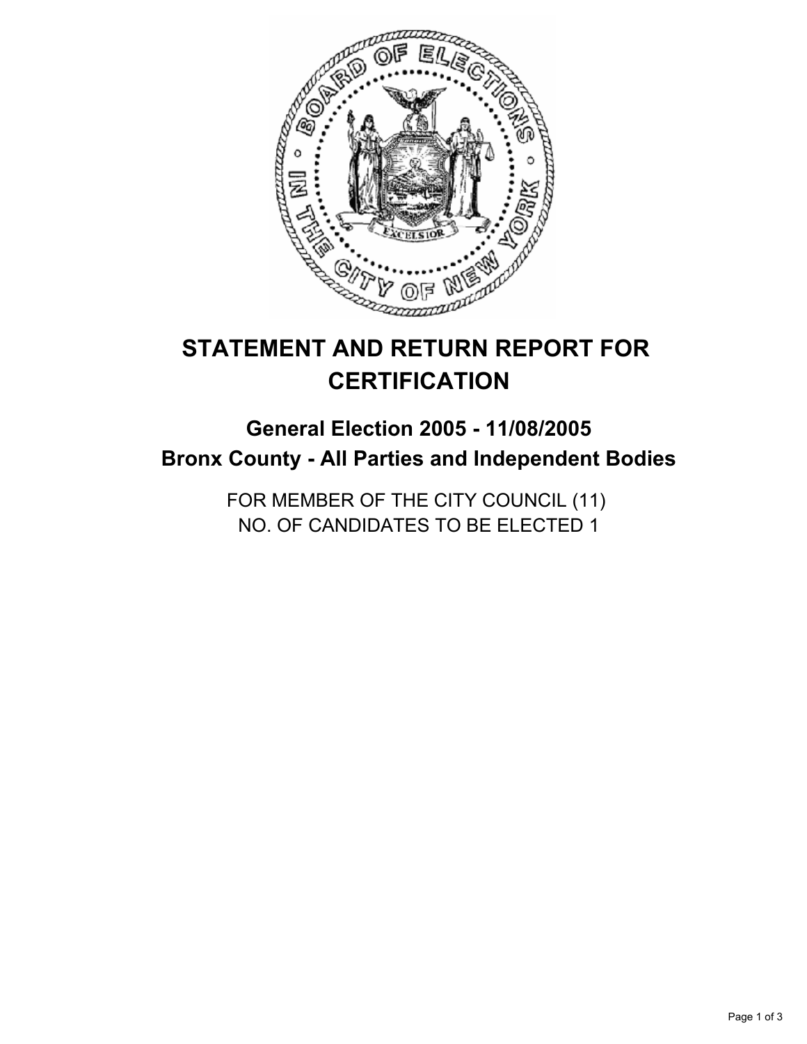# STATEMENT AND RETURN REPORT FOR CERTIFICATION

## General Election 2005 - 11/08/2005
## Bronx County - All Parties and Independent Bodies

FOR MEMBER OF THE CITY COUNCIL (11)
NO. OF CANDIDATES TO BE ELECTED 1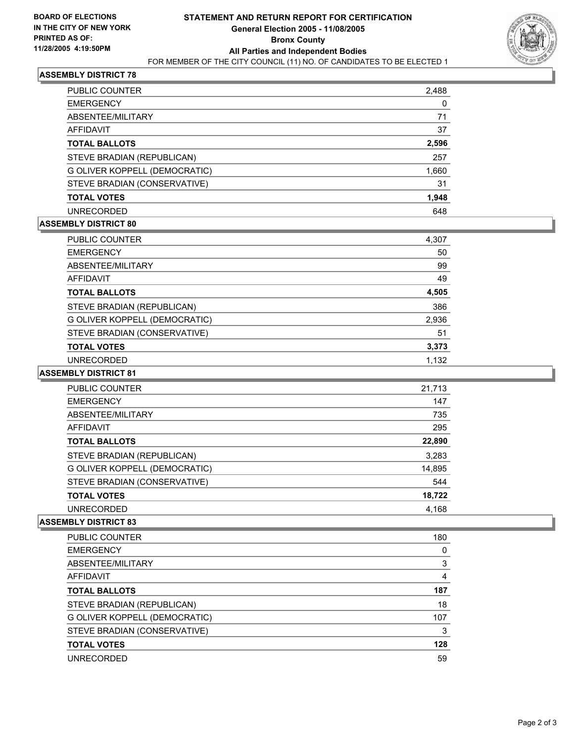**BOARD OF ELECTIONS IN THE CITY OF NEW YORK PRINTED AS OF: 11/28/2005 4:19:50PM**

# STATEMENT AND RETURN REPORT FOR CERTIFICATION
## General Election 2005 - 11/08/2005
## Bronx County
## All Parties and Independent Bodies
FOR MEMBER OF THE CITY COUNCIL (11) NO. OF CANDIDATES TO BE ELECTED 1

### ASSEMBLY DISTRICT 78

| | |
|---|---|
| PUBLIC COUNTER | 2,488 |
| EMERGENCY | 0 |
| ABSENTEE/MILITARY | 71 |
| AFFIDAVIT | 37 |
| **TOTAL BALLOTS** | **2,596** |
| STEVE BRADIAN (REPUBLICAN) | 257 |
| G OLIVER KOPPELL (DEMOCRATIC) | 1,660 |
| STEVE BRADIAN (CONSERVATIVE) | 31 |
| **TOTAL VOTES** | **1,948** |
| UNRECORDED | 648 |

### ASSEMBLY DISTRICT 80

| | |
|---|---|
| PUBLIC COUNTER | 4,307 |
| EMERGENCY | 50 |
| ABSENTEE/MILITARY | 99 |
| AFFIDAVIT | 49 |
| **TOTAL BALLOTS** | **4,505** |
| STEVE BRADIAN (REPUBLICAN) | 386 |
| G OLIVER KOPPELL (DEMOCRATIC) | 2,936 |
| STEVE BRADIAN (CONSERVATIVE) | 51 |
| **TOTAL VOTES** | **3,373** |
| UNRECORDED | 1,132 |

### ASSEMBLY DISTRICT 81

| | |
|---|---|
| PUBLIC COUNTER | 21,713 |
| EMERGENCY | 147 |
| ABSENTEE/MILITARY | 735 |
| AFFIDAVIT | 295 |
| **TOTAL BALLOTS** | **22,890** |
| STEVE BRADIAN (REPUBLICAN) | 3,283 |
| G OLIVER KOPPELL (DEMOCRATIC) | 14,895 |
| STEVE BRADIAN (CONSERVATIVE) | 544 |
| **TOTAL VOTES** | **18,722** |
| UNRECORDED | 4,168 |

### ASSEMBLY DISTRICT 83

| | |
|---|---|
| PUBLIC COUNTER | 180 |
| EMERGENCY | 0 |
| ABSENTEE/MILITARY | 3 |
| AFFIDAVIT | 4 |
| **TOTAL BALLOTS** | **187** |
| STEVE BRADIAN (REPUBLICAN) | 18 |
| G OLIVER KOPPELL (DEMOCRATIC) | 107 |
| STEVE BRADIAN (CONSERVATIVE) | 3 |
| **TOTAL VOTES** | **128** |
| UNRECORDED | 59 |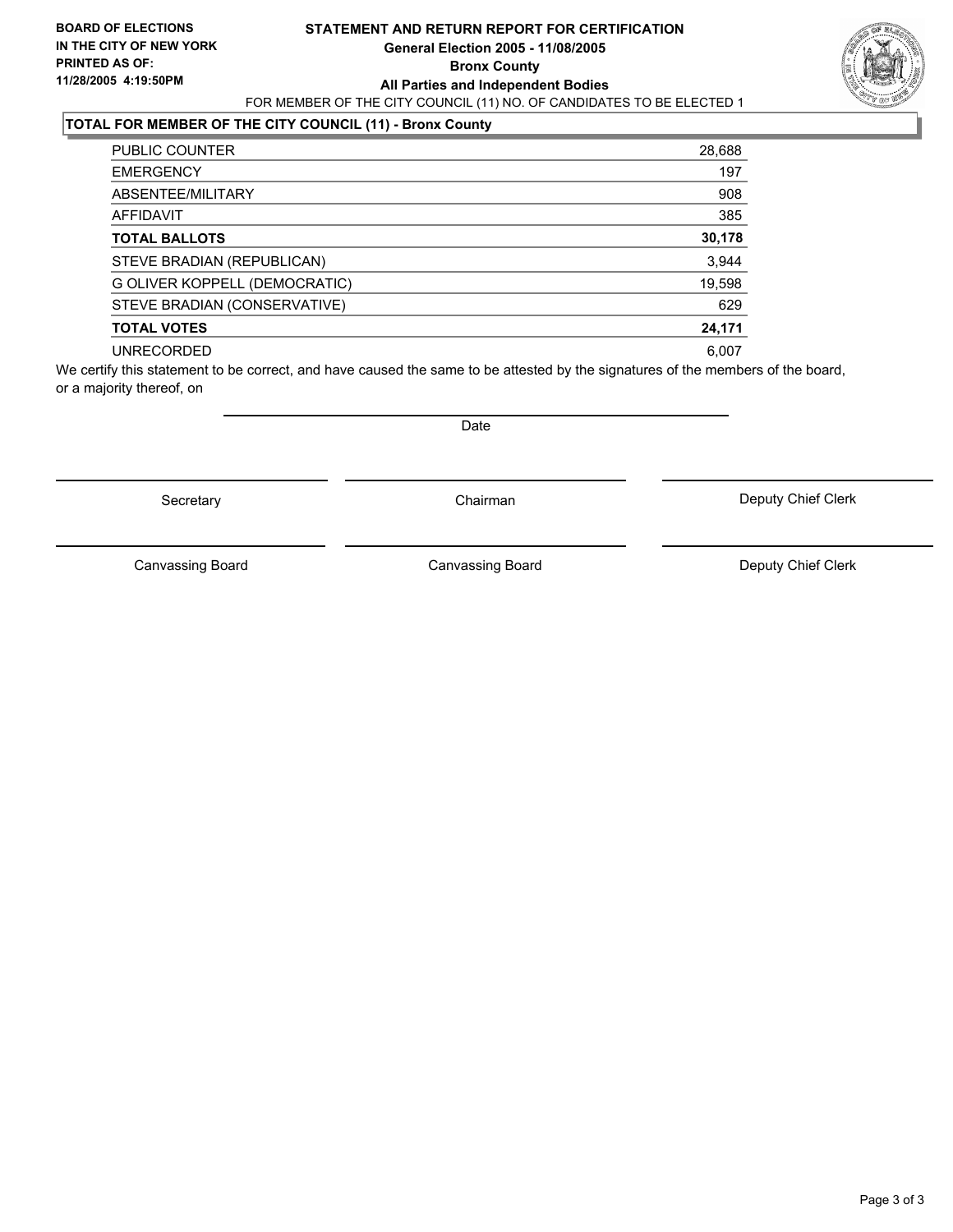**BOARD OF ELECTIONS IN THE CITY OF NEW YORK PRINTED AS OF: 11/28/2005 4:19:50PM**

**STATEMENT AND RETURN REPORT FOR CERTIFICATION**
**General Election 2005 - 11/08/2005**
**Bronx County**
**All Parties and Independent Bodies**
FOR MEMBER OF THE CITY COUNCIL (11) NO. OF CANDIDATES TO BE ELECTED 1

## TOTAL FOR MEMBER OF THE CITY COUNCIL (11) - Bronx County

| | |
|---|---|
| PUBLIC COUNTER | 28,688 |
| EMERGENCY | 197 |
| ABSENTEE/MILITARY | 908 |
| AFFIDAVIT | 385 |
| **TOTAL BALLOTS** | **30,178** |
| STEVE BRADIAN (REPUBLICAN) | 3,944 |
| G OLIVER KOPPELL (DEMOCRATIC) | 19,598 |
| STEVE BRADIAN (CONSERVATIVE) | 629 |
| **TOTAL VOTES** | **24,171** |
| UNRECORDED | 6,007 |

We certify this statement to be correct, and have caused the same to be attested by the signatures of the members of the board, or a majority thereof, on

Date

Secretary    Chairman    Deputy Chief Clerk

Canvassing Board    Canvassing Board    Deputy Chief Clerk